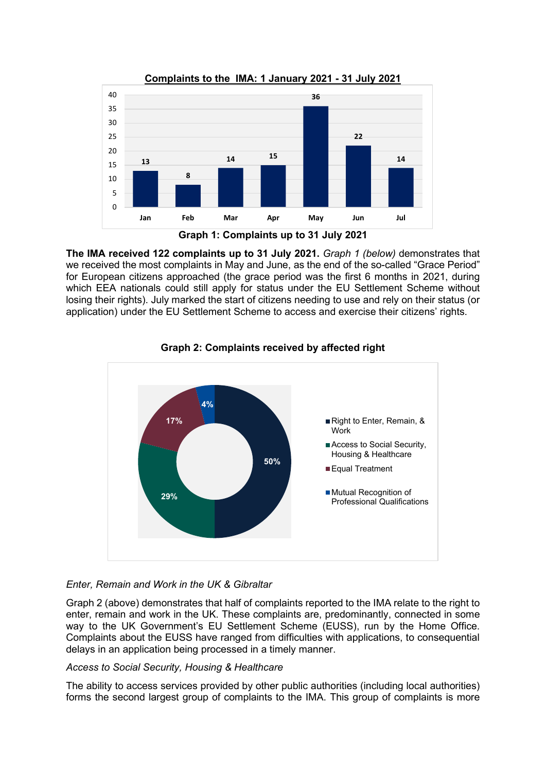**Complaints to the IMA: 1 January 2021 - 31 July 2021**

| Month | Complaints |
|---|---|
| Jan | 13 |
| Feb | 8 |
| Mar | 14 |
| Apr | 15 |
| May | 36 |
| Jun | 22 |
| Jul | 14 |

**Graph 1: Complaints up to 31 July 2021**

**The IMA received 122 complaints up to 31 July 2021.** *Graph 1 (below)* demonstrates that we received the most complaints in May and June, as the end of the so-called "Grace Period" for European citizens approached (the grace period was the first 6 months in 2021, during which EEA nationals could still apply for status under the EU Settlement Scheme without losing their rights). July marked the start of citizens needing to use and rely on their status (or application) under the EU Settlement Scheme to access and exercise their citizens' rights.

**Graph 2: Complaints received by affected right**

| Affected right | Share |
|---|---|
| Right to Enter, Remain, & Work | 50% |
| Access to Social Security, Housing & Healthcare | 29% |
| Equal Treatment | 17% |
| Mutual Recognition of Professional Qualifications | 4% |

*Enter, Remain and Work in the UK & Gibraltar*

Graph 2 (above) demonstrates that half of complaints reported to the IMA relate to the right to enter, remain and work in the UK. These complaints are, predominantly, connected in some way to the UK Government's EU Settlement Scheme (EUSS), run by the Home Office. Complaints about the EUSS have ranged from difficulties with applications, to consequential delays in an application being processed in a timely manner.

*Access to Social Security, Housing & Healthcare*

The ability to access services provided by other public authorities (including local authorities) forms the second largest group of complaints to the IMA. This group of complaints is more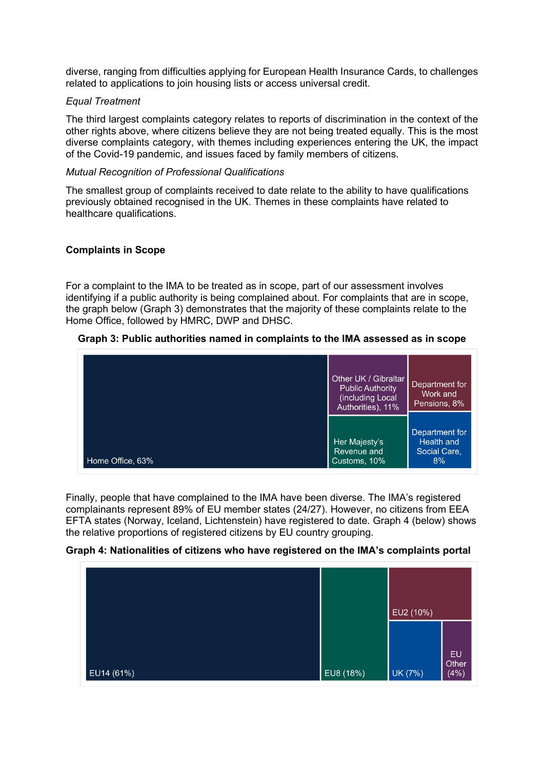diverse, ranging from difficulties applying for European Health Insurance Cards, to challenges related to applications to join housing lists or access universal credit.

*Equal Treatment*

The third largest complaints category relates to reports of discrimination in the context of the other rights above, where citizens believe they are not being treated equally. This is the most diverse complaints category, with themes including experiences entering the UK, the impact of the Covid-19 pandemic, and issues faced by family members of citizens.

*Mutual Recognition of Professional Qualifications*

The smallest group of complaints received to date relate to the ability to have qualifications previously obtained recognised in the UK. Themes in these complaints have related to healthcare qualifications.

**Complaints in Scope**

For a complaint to the IMA to be treated as in scope, part of our assessment involves identifying if a public authority is being complained about. For complaints that are in scope, the graph below (Graph 3) demonstrates that the majority of these complaints relate to the Home Office, followed by HMRC, DWP and DHSC.

**Graph 3: Public authorities named in complaints to the IMA assessed as in scope**

| Public authority | Share |
|---|---|
| Home Office | 63% |
| Other UK / Gibraltar Public Authority (including Local Authorities) | 11% |
| Her Majesty's Revenue and Customs | 10% |
| Department for Work and Pensions | 8% |
| Department for Health and Social Care | 8% |

Finally, people that have complained to the IMA have been diverse. The IMA's registered complainants represent 89% of EU member states (24/27). However, no citizens from EEA EFTA states (Norway, Iceland, Lichtenstein) have registered to date. Graph 4 (below) shows the relative proportions of registered citizens by EU country grouping.

**Graph 4: Nationalities of citizens who have registered on the IMA's complaints portal**

| Country grouping | Share |
|---|---|
| EU14 | 61% |
| EU8 | 18% |
| EU2 | 10% |
| UK | 7% |
| EU Other | 4% |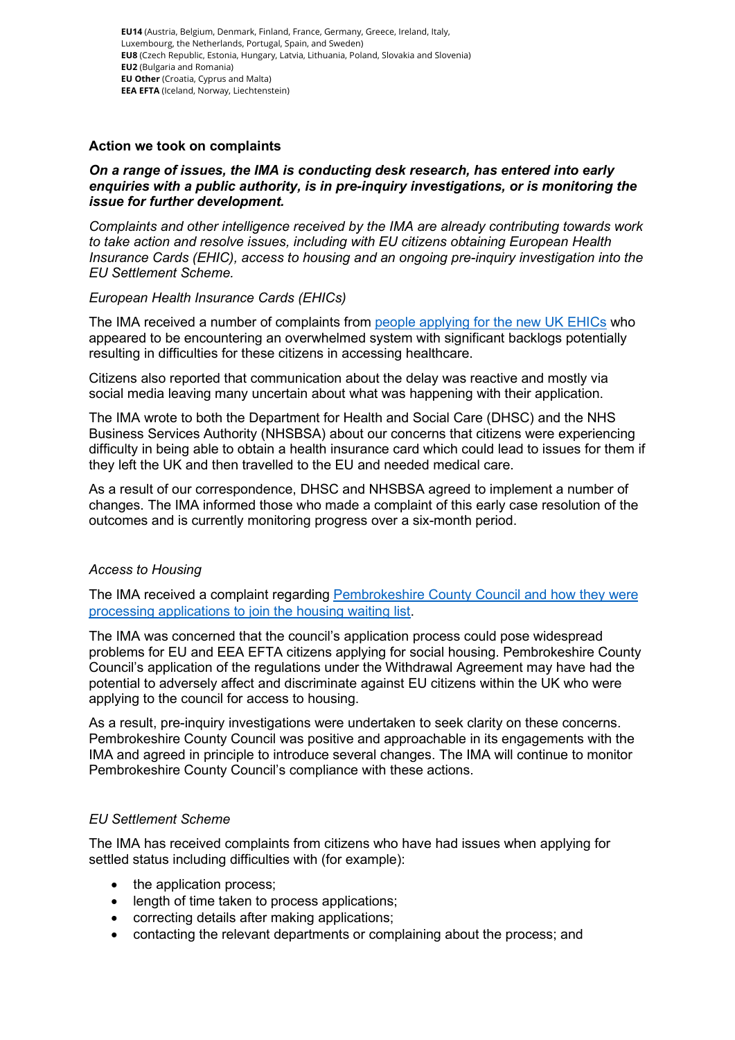**EU14** (Austria, Belgium, Denmark, Finland, France, Germany, Greece, Ireland, Italy, Luxembourg, the Netherlands, Portugal, Spain, and Sweden)
**EU8** (Czech Republic, Estonia, Hungary, Latvia, Lithuania, Poland, Slovakia and Slovenia)
**EU2** (Bulgaria and Romania)
**EU Other** (Croatia, Cyprus and Malta)
**EEA EFTA** (Iceland, Norway, Liechtenstein)

### Action we took on complaints

***On a range of issues, the IMA is conducting desk research, has entered into early enquiries with a public authority, is in pre-inquiry investigations, or is monitoring the issue for further development.***

*Complaints and other intelligence received by the IMA are already contributing towards work to take action and resolve issues, including with EU citizens obtaining European Health Insurance Cards (EHIC), access to housing and an ongoing pre-inquiry investigation into the EU Settlement Scheme.*

*European Health Insurance Cards (EHICs)*

The IMA received a number of complaints from [people applying for the new UK EHICs] who appeared to be encountering an overwhelmed system with significant backlogs potentially resulting in difficulties for these citizens in accessing healthcare.

Citizens also reported that communication about the delay was reactive and mostly via social media leaving many uncertain about what was happening with their application.

The IMA wrote to both the Department for Health and Social Care (DHSC) and the NHS Business Services Authority (NHSBSA) about our concerns that citizens were experiencing difficulty in being able to obtain a health insurance card which could lead to issues for them if they left the UK and then travelled to the EU and needed medical care.

As a result of our correspondence, DHSC and NHSBSA agreed to implement a number of changes. The IMA informed those who made a complaint of this early case resolution of the outcomes and is currently monitoring progress over a six-month period.

*Access to Housing*

The IMA received a complaint regarding [Pembrokeshire County Council and how they were processing applications to join the housing waiting list].

The IMA was concerned that the council's application process could pose widespread problems for EU and EEA EFTA citizens applying for social housing. Pembrokeshire County Council's application of the regulations under the Withdrawal Agreement may have had the potential to adversely affect and discriminate against EU citizens within the UK who were applying to the council for access to housing.

As a result, pre-inquiry investigations were undertaken to seek clarity on these concerns. Pembrokeshire County Council was positive and approachable in its engagements with the IMA and agreed in principle to introduce several changes. The IMA will continue to monitor Pembrokeshire County Council's compliance with these actions.

*EU Settlement Scheme*

The IMA has received complaints from citizens who have had issues when applying for settled status including difficulties with (for example):

- the application process;
- length of time taken to process applications;
- correcting details after making applications;
- contacting the relevant departments or complaining about the process; and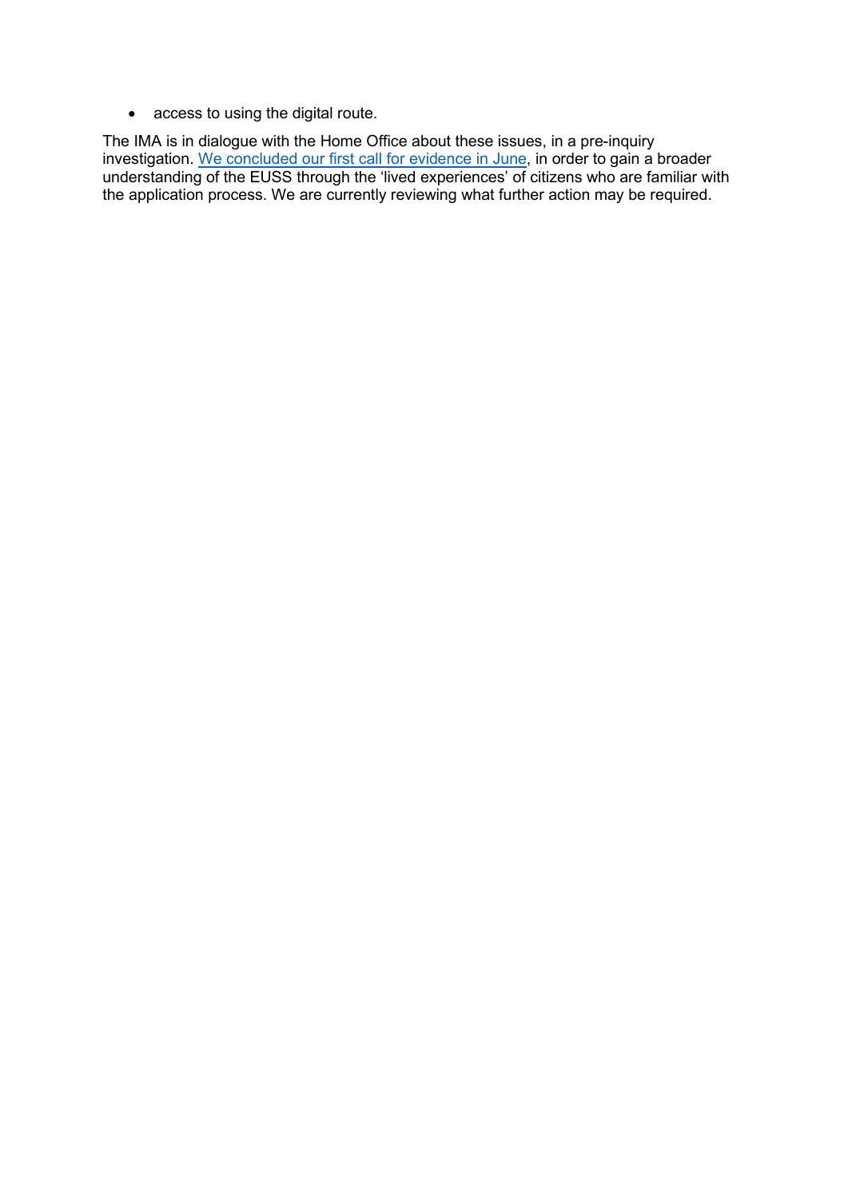- access to using the digital route.

The IMA is in dialogue with the Home Office about these issues, in a pre-inquiry investigation. We concluded our first call for evidence in June, in order to gain a broader understanding of the EUSS through the 'lived experiences' of citizens who are familiar with the application process. We are currently reviewing what further action may be required.